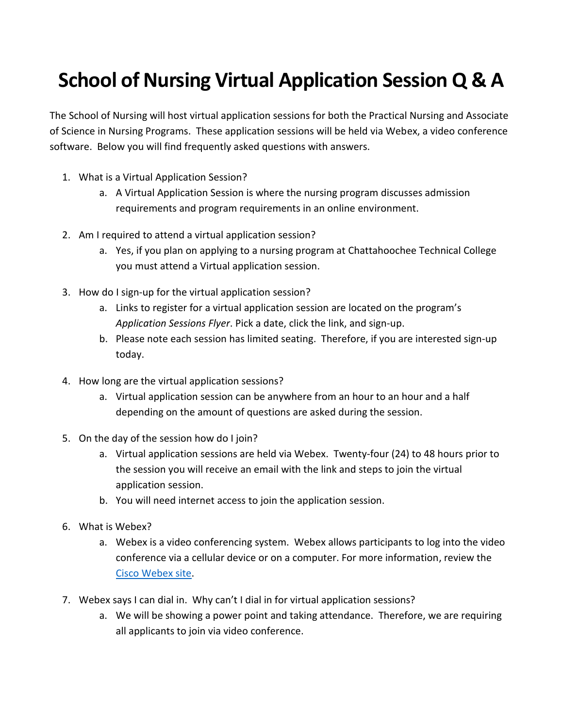# School of Nursing Virtual Application Session Q & A

The School of Nursing will host virtual application sessions for both the Practical Nursing and Associate of Science in Nursing Programs. These application sessions will be held via Webex, a video conference software. Below you will find frequently asked questions with answers.

1. What is a Virtual Application Session?
    a. A Virtual Application Session is where the nursing program discusses admission requirements and program requirements in an online environment.

2. Am I required to attend a virtual application session?
    a. Yes, if you plan on applying to a nursing program at Chattahoochee Technical College you must attend a Virtual application session.

3. How do I sign-up for the virtual application session?
    a. Links to register for a virtual application session are located on the program's *Application Sessions Flyer*. Pick a date, click the link, and sign-up.
    b. Please note each session has limited seating. Therefore, if you are interested sign-up today.

4. How long are the virtual application sessions?
    a. Virtual application session can be anywhere from an hour to an hour and a half depending on the amount of questions are asked during the session.

5. On the day of the session how do I join?
    a. Virtual application sessions are held via Webex. Twenty-four (24) to 48 hours prior to the session you will receive an email with the link and steps to join the virtual application session.
    b. You will need internet access to join the application session.

6. What is Webex?
    a. Webex is a video conferencing system. Webex allows participants to log into the video conference via a cellular device or on a computer. For more information, review the Cisco Webex site.

7. Webex says I can dial in. Why can't I dial in for virtual application sessions?
    a. We will be showing a power point and taking attendance. Therefore, we are requiring all applicants to join via video conference.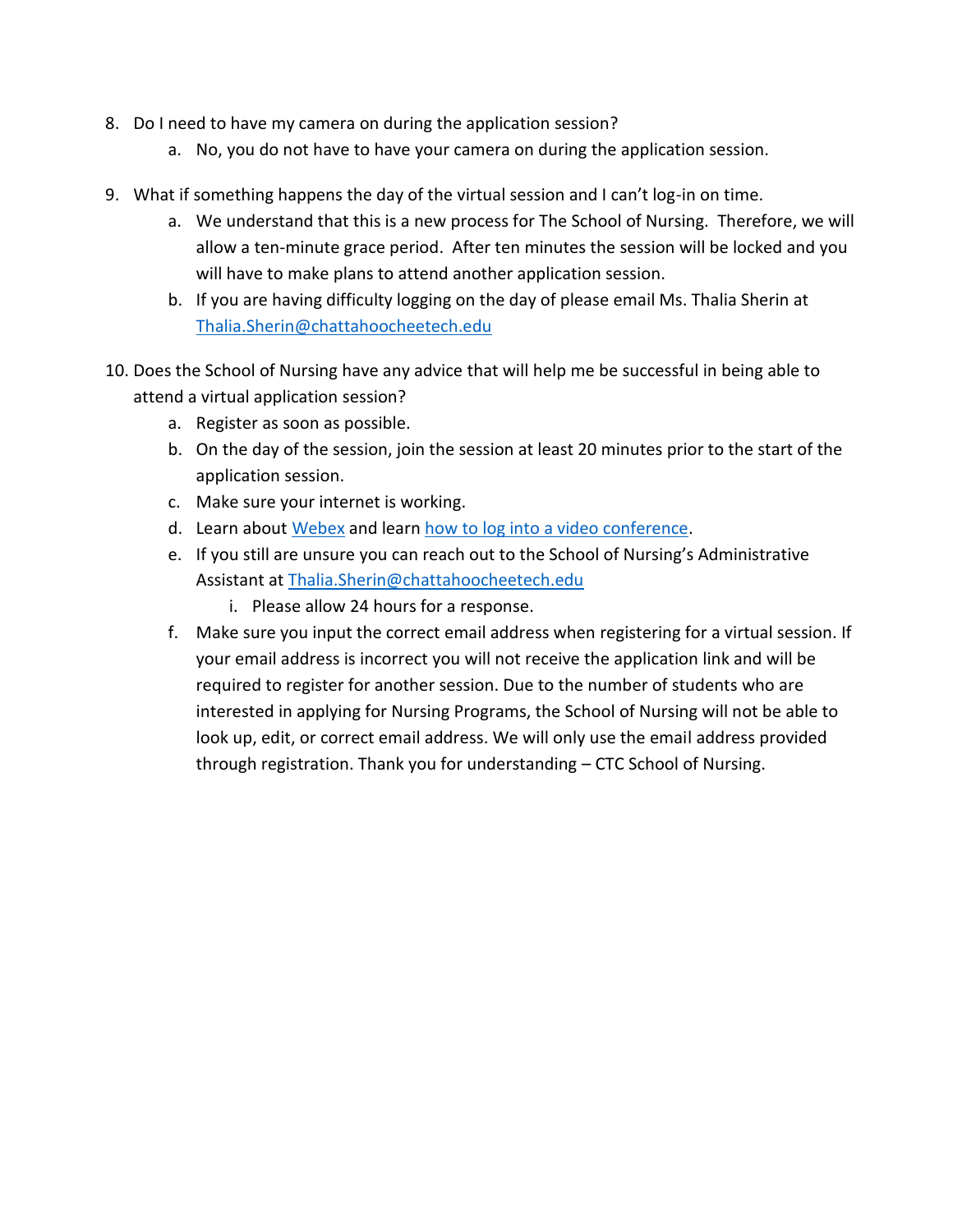8. Do I need to have my camera on during the application session?
    a. No, you do not have to have your camera on during the application session.

9. What if something happens the day of the virtual session and I can't log-in on time.
    a. We understand that this is a new process for The School of Nursing. Therefore, we will allow a ten-minute grace period. After ten minutes the session will be locked and you will have to make plans to attend another application session.
    b. If you are having difficulty logging on the day of please email Ms. Thalia Sherin at Thalia.Sherin@chattahoocheetech.edu

10. Does the School of Nursing have any advice that will help me be successful in being able to attend a virtual application session?
    a. Register as soon as possible.
    b. On the day of the session, join the session at least 20 minutes prior to the start of the application session.
    c. Make sure your internet is working.
    d. Learn about Webex and learn how to log into a video conference.
    e. If you still are unsure you can reach out to the School of Nursing's Administrative Assistant at Thalia.Sherin@chattahoocheetech.edu
        i. Please allow 24 hours for a response.
    f. Make sure you input the correct email address when registering for a virtual session. If your email address is incorrect you will not receive the application link and will be required to register for another session. Due to the number of students who are interested in applying for Nursing Programs, the School of Nursing will not be able to look up, edit, or correct email address. We will only use the email address provided through registration. Thank you for understanding – CTC School of Nursing.